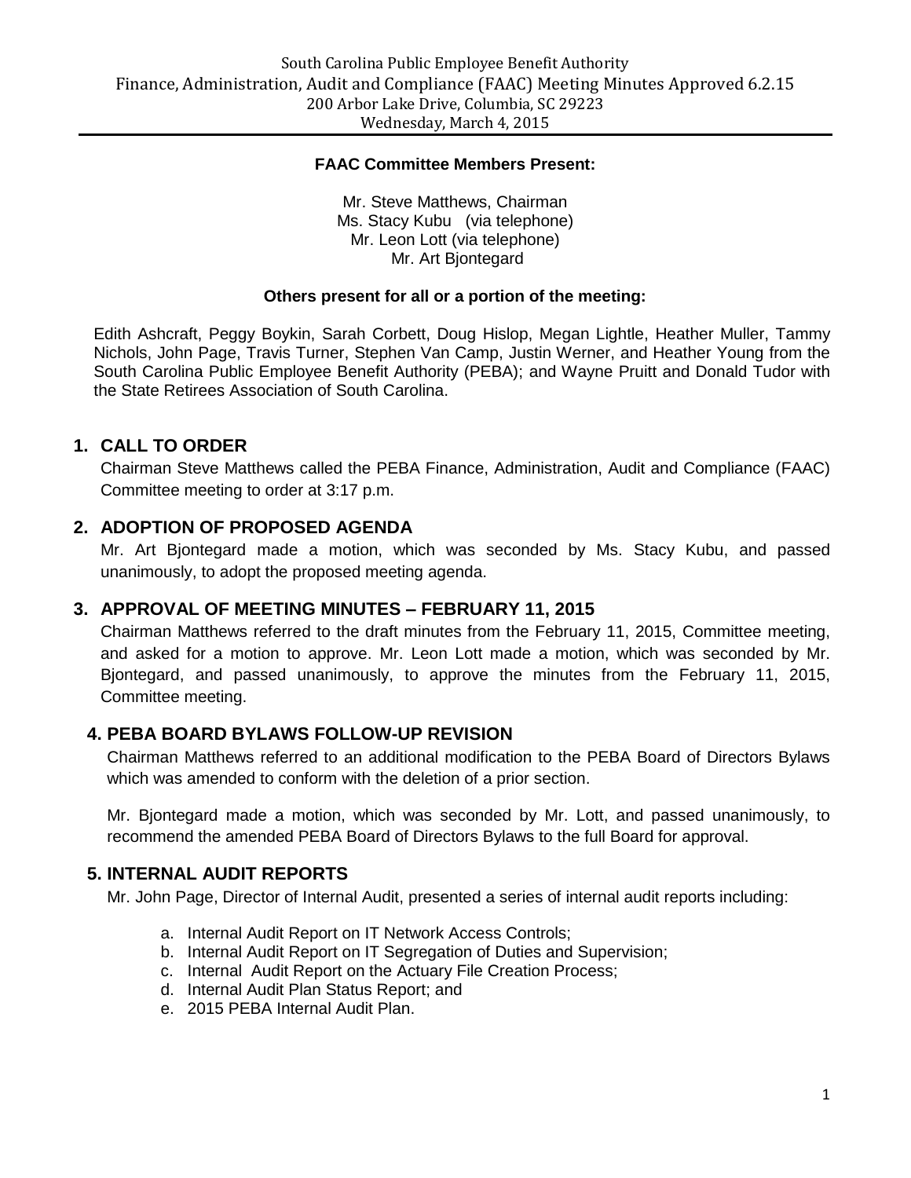South Carolina Public Employee Benefit Authority
Finance, Administration, Audit and Compliance (FAAC) Meeting Minutes Approved 6.2.15
200 Arbor Lake Drive, Columbia, SC 29223
Wednesday, March 4, 2015

**FAAC Committee Members Present:**

Mr. Steve Matthews, Chairman
Ms. Stacy Kubu (via telephone)
Mr. Leon Lott (via telephone)
Mr. Art Bjontegard

**Others present for all or a portion of the meeting:**

Edith Ashcraft, Peggy Boykin, Sarah Corbett, Doug Hislop, Megan Lightle, Heather Muller, Tammy Nichols, John Page, Travis Turner, Stephen Van Camp, Justin Werner, and Heather Young from the South Carolina Public Employee Benefit Authority (PEBA); and Wayne Pruitt and Donald Tudor with the State Retirees Association of South Carolina.

## 1. CALL TO ORDER

Chairman Steve Matthews called the PEBA Finance, Administration, Audit and Compliance (FAAC) Committee meeting to order at 3:17 p.m.

## 2. ADOPTION OF PROPOSED AGENDA

Mr. Art Bjontegard made a motion, which was seconded by Ms. Stacy Kubu, and passed unanimously, to adopt the proposed meeting agenda.

## 3. APPROVAL OF MEETING MINUTES – FEBRUARY 11, 2015

Chairman Matthews referred to the draft minutes from the February 11, 2015, Committee meeting, and asked for a motion to approve. Mr. Leon Lott made a motion, which was seconded by Mr. Bjontegard, and passed unanimously, to approve the minutes from the February 11, 2015, Committee meeting.

## 4. PEBA BOARD BYLAWS FOLLOW-UP REVISION

Chairman Matthews referred to an additional modification to the PEBA Board of Directors Bylaws which was amended to conform with the deletion of a prior section.

Mr. Bjontegard made a motion, which was seconded by Mr. Lott, and passed unanimously, to recommend the amended PEBA Board of Directors Bylaws to the full Board for approval.

## 5. INTERNAL AUDIT REPORTS

Mr. John Page, Director of Internal Audit, presented a series of internal audit reports including:

a. Internal Audit Report on IT Network Access Controls;
b. Internal Audit Report on IT Segregation of Duties and Supervision;
c. Internal Audit Report on the Actuary File Creation Process;
d. Internal Audit Plan Status Report; and
e. 2015 PEBA Internal Audit Plan.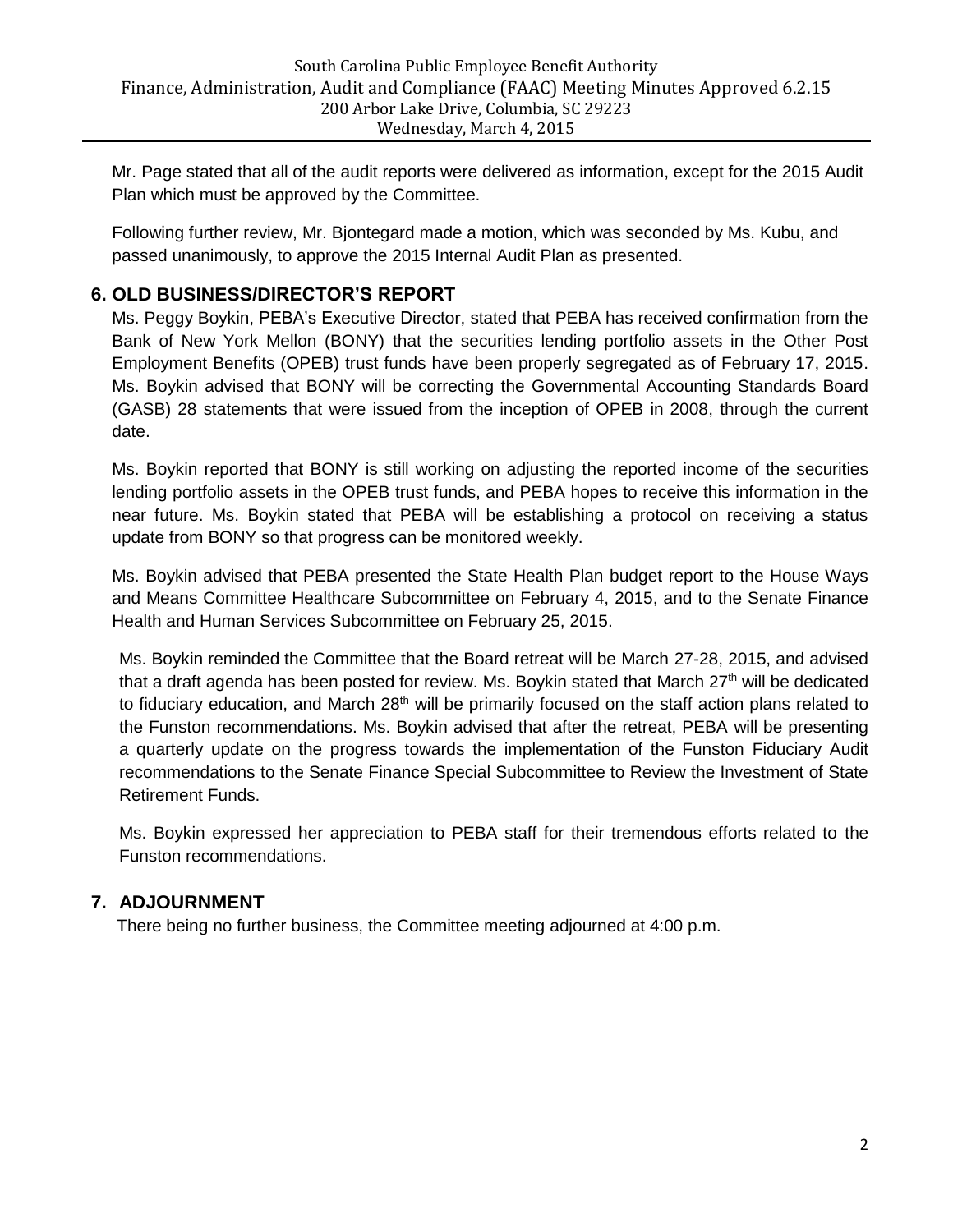Mr. Page stated that all of the audit reports were delivered as information, except for the 2015 Audit Plan which must be approved by the Committee.

Following further review, Mr. Bjontegard made a motion, which was seconded by Ms. Kubu, and passed unanimously, to approve the 2015 Internal Audit Plan as presented.

## 6. OLD BUSINESS/DIRECTOR'S REPORT

Ms. Peggy Boykin, PEBA's Executive Director, stated that PEBA has received confirmation from the Bank of New York Mellon (BONY) that the securities lending portfolio assets in the Other Post Employment Benefits (OPEB) trust funds have been properly segregated as of February 17, 2015. Ms. Boykin advised that BONY will be correcting the Governmental Accounting Standards Board (GASB) 28 statements that were issued from the inception of OPEB in 2008, through the current date.

Ms. Boykin reported that BONY is still working on adjusting the reported income of the securities lending portfolio assets in the OPEB trust funds, and PEBA hopes to receive this information in the near future. Ms. Boykin stated that PEBA will be establishing a protocol on receiving a status update from BONY so that progress can be monitored weekly.

Ms. Boykin advised that PEBA presented the State Health Plan budget report to the House Ways and Means Committee Healthcare Subcommittee on February 4, 2015, and to the Senate Finance Health and Human Services Subcommittee on February 25, 2015.

Ms. Boykin reminded the Committee that the Board retreat will be March 27-28, 2015, and advised that a draft agenda has been posted for review. Ms. Boykin stated that March 27th will be dedicated to fiduciary education, and March 28th will be primarily focused on the staff action plans related to the Funston recommendations. Ms. Boykin advised that after the retreat, PEBA will be presenting a quarterly update on the progress towards the implementation of the Funston Fiduciary Audit recommendations to the Senate Finance Special Subcommittee to Review the Investment of State Retirement Funds.

Ms. Boykin expressed her appreciation to PEBA staff for their tremendous efforts related to the Funston recommendations.

## 7. ADJOURNMENT

There being no further business, the Committee meeting adjourned at 4:00 p.m.